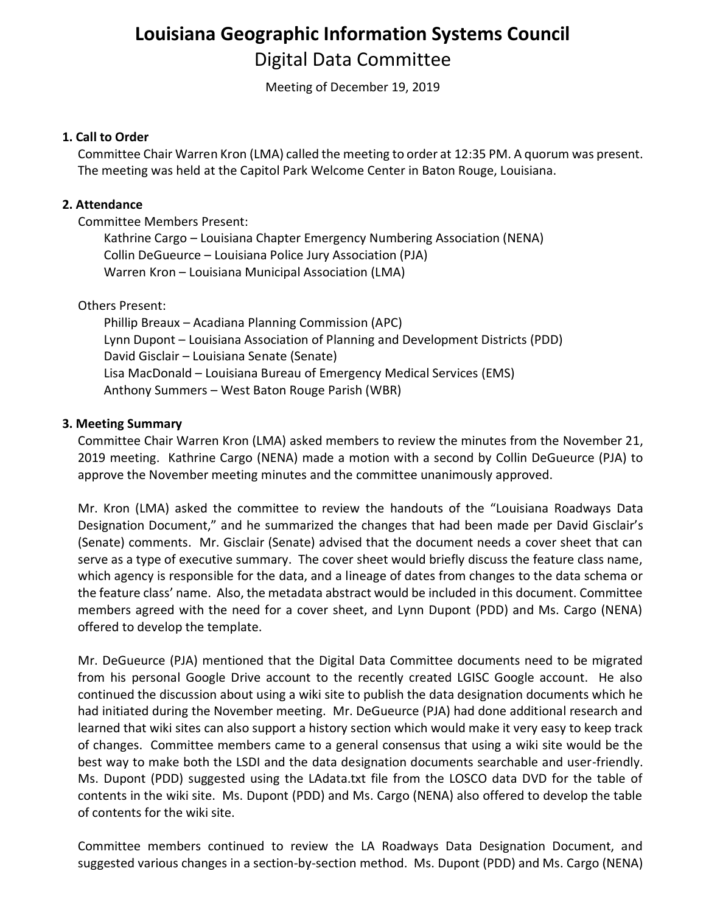# Louisiana Geographic Information Systems Council

## Digital Data Committee

Meeting of December 19, 2019

### 1. Call to Order

Committee Chair Warren Kron (LMA) called the meeting to order at 12:35 PM. A quorum was present. The meeting was held at the Capitol Park Welcome Center in Baton Rouge, Louisiana.

### 2. Attendance

Committee Members Present:

- Kathrine Cargo – Louisiana Chapter Emergency Numbering Association (NENA)
- Collin DeGueurce – Louisiana Police Jury Association (PJA)
- Warren Kron – Louisiana Municipal Association (LMA)

Others Present:

- Phillip Breaux – Acadiana Planning Commission (APC)
- Lynn Dupont – Louisiana Association of Planning and Development Districts (PDD)
- David Gisclair – Louisiana Senate (Senate)
- Lisa MacDonald – Louisiana Bureau of Emergency Medical Services (EMS)
- Anthony Summers – West Baton Rouge Parish (WBR)

### 3. Meeting Summary

Committee Chair Warren Kron (LMA) asked members to review the minutes from the November 21, 2019 meeting. Kathrine Cargo (NENA) made a motion with a second by Collin DeGueurce (PJA) to approve the November meeting minutes and the committee unanimously approved.

Mr. Kron (LMA) asked the committee to review the handouts of the "Louisiana Roadways Data Designation Document," and he summarized the changes that had been made per David Gisclair's (Senate) comments. Mr. Gisclair (Senate) advised that the document needs a cover sheet that can serve as a type of executive summary. The cover sheet would briefly discuss the feature class name, which agency is responsible for the data, and a lineage of dates from changes to the data schema or the feature class' name. Also, the metadata abstract would be included in this document. Committee members agreed with the need for a cover sheet, and Lynn Dupont (PDD) and Ms. Cargo (NENA) offered to develop the template.

Mr. DeGueurce (PJA) mentioned that the Digital Data Committee documents need to be migrated from his personal Google Drive account to the recently created LGISC Google account. He also continued the discussion about using a wiki site to publish the data designation documents which he had initiated during the November meeting. Mr. DeGueurce (PJA) had done additional research and learned that wiki sites can also support a history section which would make it very easy to keep track of changes. Committee members came to a general consensus that using a wiki site would be the best way to make both the LSDI and the data designation documents searchable and user-friendly. Ms. Dupont (PDD) suggested using the LAdata.txt file from the LOSCO data DVD for the table of contents in the wiki site. Ms. Dupont (PDD) and Ms. Cargo (NENA) also offered to develop the table of contents for the wiki site.

Committee members continued to review the LA Roadways Data Designation Document, and suggested various changes in a section-by-section method. Ms. Dupont (PDD) and Ms. Cargo (NENA)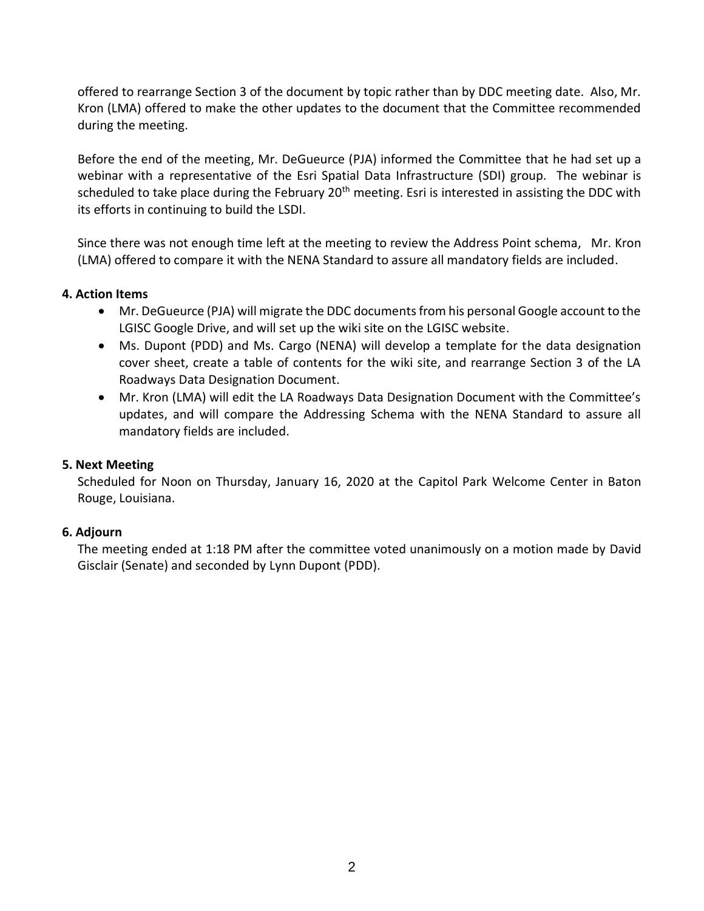offered to rearrange Section 3 of the document by topic rather than by DDC meeting date. Also, Mr. Kron (LMA) offered to make the other updates to the document that the Committee recommended during the meeting.

Before the end of the meeting, Mr. DeGueurce (PJA) informed the Committee that he had set up a webinar with a representative of the Esri Spatial Data Infrastructure (SDI) group. The webinar is scheduled to take place during the February 20th meeting. Esri is interested in assisting the DDC with its efforts in continuing to build the LSDI.

Since there was not enough time left at the meeting to review the Address Point schema, Mr. Kron (LMA) offered to compare it with the NENA Standard to assure all mandatory fields are included.

**4. Action Items**

- Mr. DeGueurce (PJA) will migrate the DDC documents from his personal Google account to the LGISC Google Drive, and will set up the wiki site on the LGISC website.
- Ms. Dupont (PDD) and Ms. Cargo (NENA) will develop a template for the data designation cover sheet, create a table of contents for the wiki site, and rearrange Section 3 of the LA Roadways Data Designation Document.
- Mr. Kron (LMA) will edit the LA Roadways Data Designation Document with the Committee's updates, and will compare the Addressing Schema with the NENA Standard to assure all mandatory fields are included.

**5. Next Meeting**

Scheduled for Noon on Thursday, January 16, 2020 at the Capitol Park Welcome Center in Baton Rouge, Louisiana.

**6. Adjourn**

The meeting ended at 1:18 PM after the committee voted unanimously on a motion made by David Gisclair (Senate) and seconded by Lynn Dupont (PDD).